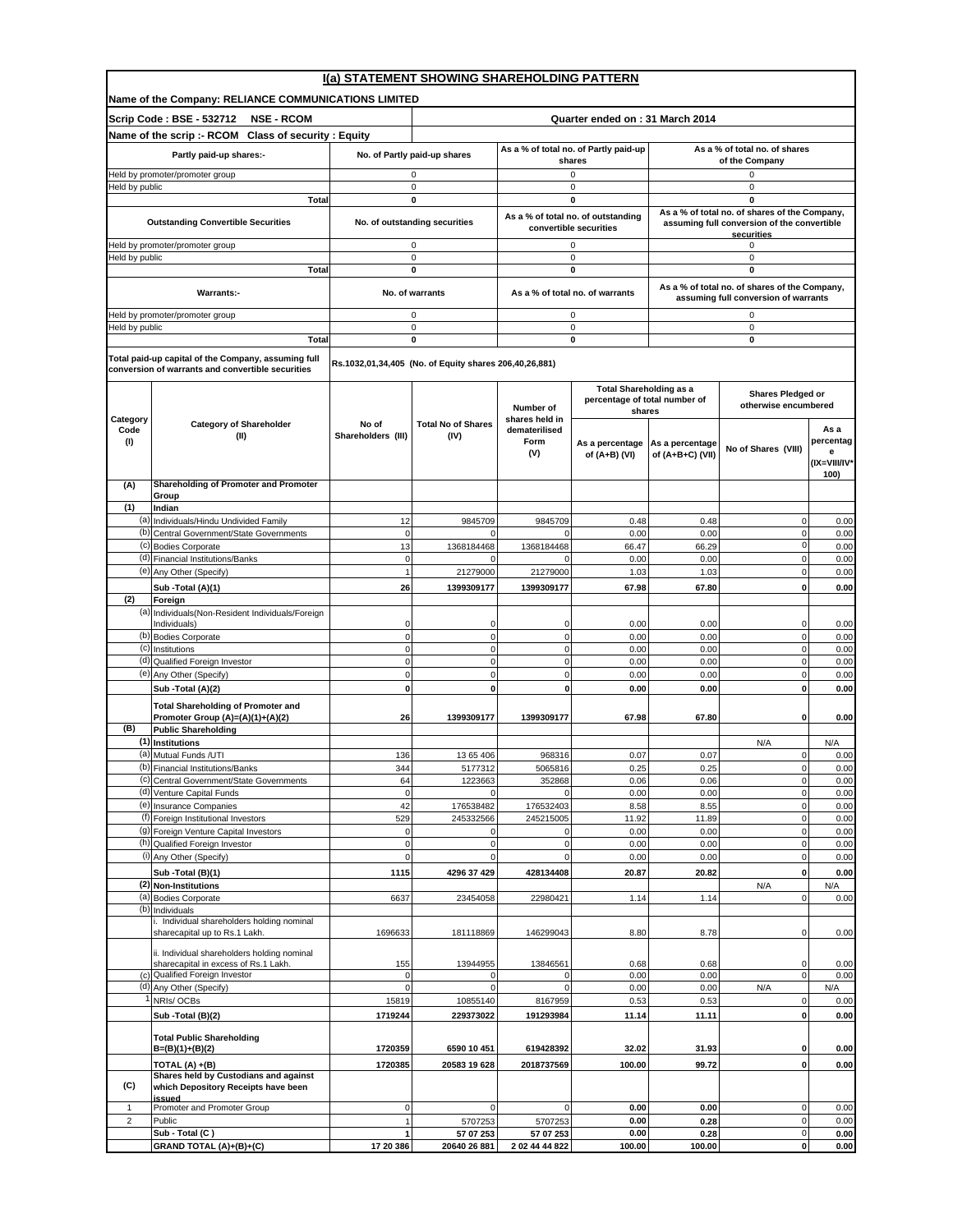# I(a) STATEMENT SHOWING SHAREHOLDING PATTERN

**Name of the Company: RELIANCE COMMUNICATIONS LIMITED**

**Scrip Code : BSE - 532712 NSE - RCOM** | **Quarter ended on : 31 March 2014**

**Name of the scrip :- RCOM Class of security : Equity**

| Partly paid-up shares:- | No. of Partly paid-up shares | As a % of total no. of Partly paid-up shares | As a % of total no. of shares of the Company |
|---|---|---|---|
| Held by promoter/promoter group | 0 | 0 | 0 |
| Held by public | 0 | 0 | 0 |
| **Total** | **0** | **0** | **0** |

| Outstanding Convertible Securities | No. of outstanding securities | As a % of total no. of outstanding convertible securities | As a % of total no. of shares of the Company, assuming full conversion of the convertible securities |
|---|---|---|---|
| Held by promoter/promoter group | 0 | 0 | 0 |
| Held by public | 0 | 0 | 0 |
| **Total** | **0** | **0** | **0** |

| Warrants:- | No. of warrants | As a % of total no. of warrants | As a % of total no. of shares of the Company, assuming full conversion of warrants |
|---|---|---|---|
| Held by promoter/promoter group | 0 | 0 | 0 |
| Held by public | 0 | 0 | 0 |
| **Total** | **0** | **0** | **0** |

**Total paid-up capital of the Company, assuming full conversion of warrants and convertible securities:** Rs.1032,01,34,405 (No. of Equity shares 206,40,26,881)

| Category Code (I) | Category of Shareholder (II) | No of Shareholders (III) | Total No of Shares (IV) | Number of shares held in dematerilised Form (V) | Total Shareholding as a percentage of total number of shares | | Shares Pledged or otherwise encumbered | |
|---|---|---|---|---|---|---|---|---|
| | | | | | As a percentage of (A+B) (VI) | As a percentage of (A+B+C) (VII) | No of Shares (VIII) | As a percentage (IX=VIII/IV*100) |
| **(A)** | **Shareholding of Promoter and Promoter Group** | | | | | | | |
| **(1)** | **Indian** | | | | | | | |
| (a) | Individuals/Hindu Undivided Family | 12 | 9845709 | 9845709 | 0.48 | 0.48 | 0 | 0.00 |
| (b) | Central Government/State Governments | 0 | 0 | 0 | 0.00 | 0.00 | 0 | 0.00 |
| (c) | Bodies Corporate | 13 | 1368184468 | 1368184468 | 66.47 | 66.29 | 0 | 0.00 |
| (d) | Financial Institutions/Banks | 0 | 0 | 0 | 0.00 | 0.00 | 0 | 0.00 |
| (e) | Any Other (Specify) | 1 | 21279000 | 21279000 | 1.03 | 1.03 | 0 | 0.00 |
| | **Sub -Total (A)(1)** | **26** | **1399309177** | **1399309177** | **67.98** | **67.80** | **0** | **0.00** |
| **(2)** | **Foreign** | | | | | | | |
| (a) | Individuals(Non-Resident Individuals/Foreign Individuals) | 0 | 0 | 0 | 0.00 | 0.00 | 0 | 0.00 |
| (b) | Bodies Corporate | 0 | 0 | 0 | 0.00 | 0.00 | 0 | 0.00 |
| (c) | Institutions | 0 | 0 | 0 | 0.00 | 0.00 | 0 | 0.00 |
| (d) | Qualified Foreign Investor | 0 | 0 | 0 | 0.00 | 0.00 | 0 | 0.00 |
| (e) | Any Other (Specify) | 0 | 0 | 0 | 0.00 | 0.00 | 0 | 0.00 |
| | **Sub -Total (A)(2)** | **0** | **0** | **0** | **0.00** | **0.00** | **0** | **0.00** |
| | **Total Shareholding of Promoter and Promoter Group (A)=(A)(1)+(A)(2)** | **26** | **1399309177** | **1399309177** | **67.98** | **67.80** | **0** | **0.00** |
| **(B)** | **Public Shareholding** | | | | | | | |
| **(1)** | **Institutions** | | | | | | N/A | N/A |
| (a) | Mutual Funds /UTI | 136 | 13 65 406 | 968316 | 0.07 | 0.07 | 0 | 0.00 |
| (b) | Financial Institutions/Banks | 344 | 5177312 | 5065816 | 0.25 | 0.25 | 0 | 0.00 |
| (c) | Central Government/State Governments | 64 | 1223663 | 352868 | 0.06 | 0.06 | 0 | 0.00 |
| (d) | Venture Capital Funds | 0 | 0 | 0 | 0.00 | 0.00 | 0 | 0.00 |
| (e) | Insurance Companies | 42 | 176538482 | 176532403 | 8.58 | 8.55 | 0 | 0.00 |
| (f) | Foreign Institutional Investors | 529 | 245332566 | 245215005 | 11.92 | 11.89 | 0 | 0.00 |
| (g) | Foreign Venture Capital Investors | 0 | 0 | 0 | 0.00 | 0.00 | 0 | 0.00 |
| (h) | Qualified Foreign Investor | 0 | 0 | 0 | 0.00 | 0.00 | 0 | 0.00 |
| (i) | Any Other (Specify) | 0 | 0 | 0 | 0.00 | 0.00 | 0 | 0.00 |
| | **Sub -Total (B)(1)** | **1115** | **4296 37 429** | **428134408** | **20.87** | **20.82** | **0** | **0.00** |
| **(2)** | **Non-Institutions** | | | | | | N/A | N/A |
| (a) | Bodies Corporate | 6637 | 23454058 | 22980421 | 1.14 | 1.14 | 0 | 0.00 |
| (b) | Individuals | | | | | | | |
| | i. Individual shareholders holding nominal sharecapital up to Rs.1 Lakh. | 1696633 | 181118869 | 146299043 | 8.80 | 8.78 | 0 | 0.00 |
| | ii. Individual shareholders holding nominal sharecapital in excess of Rs.1 Lakh. | 155 | 13944955 | 13846561 | 0.68 | 0.68 | 0 | 0.00 |
| (c) | Qualified Foreign Investor | 0 | 0 | 0 | 0.00 | 0.00 | 0 | 0.00 |
| (d) | Any Other (Specify) | 0 | 0 | 0 | 0.00 | 0.00 | N/A | N/A |
| 1 | NRIs/ OCBs | 15819 | 10855140 | 8167959 | 0.53 | 0.53 | 0 | 0.00 |
| | **Sub -Total (B)(2)** | **1719244** | **229373022** | **191293984** | **11.14** | **11.11** | **0** | **0.00** |
| | **Total Public Shareholding B=(B)(1)+(B)(2)** | **1720359** | **6590 10 451** | **619428392** | **32.02** | **31.93** | **0** | **0.00** |
| | **TOTAL (A) +(B)** | **1720385** | **20583 19 628** | **2018737569** | **100.00** | **99.72** | **0** | **0.00** |
| **(C)** | **Shares held by Custodians and against which Depository Receipts have been issued** | | | | | | | |
| 1 | Promoter and Promoter Group | 0 | 0 | 0 | **0.00** | **0.00** | 0 | 0.00 |
| 2 | Public | 1 | 5707253 | 5707253 | **0.00** | **0.28** | 0 | 0.00 |
| | **Sub - Total (C )** | **1** | **57 07 253** | **57 07 253** | **0.00** | **0.28** | 0 | **0.00** |
| | **GRAND TOTAL (A)+(B)+(C)** | **17 20 386** | **20640 26 881** | **2 02 44 44 822** | **100.00** | **100.00** | **0** | **0.00** |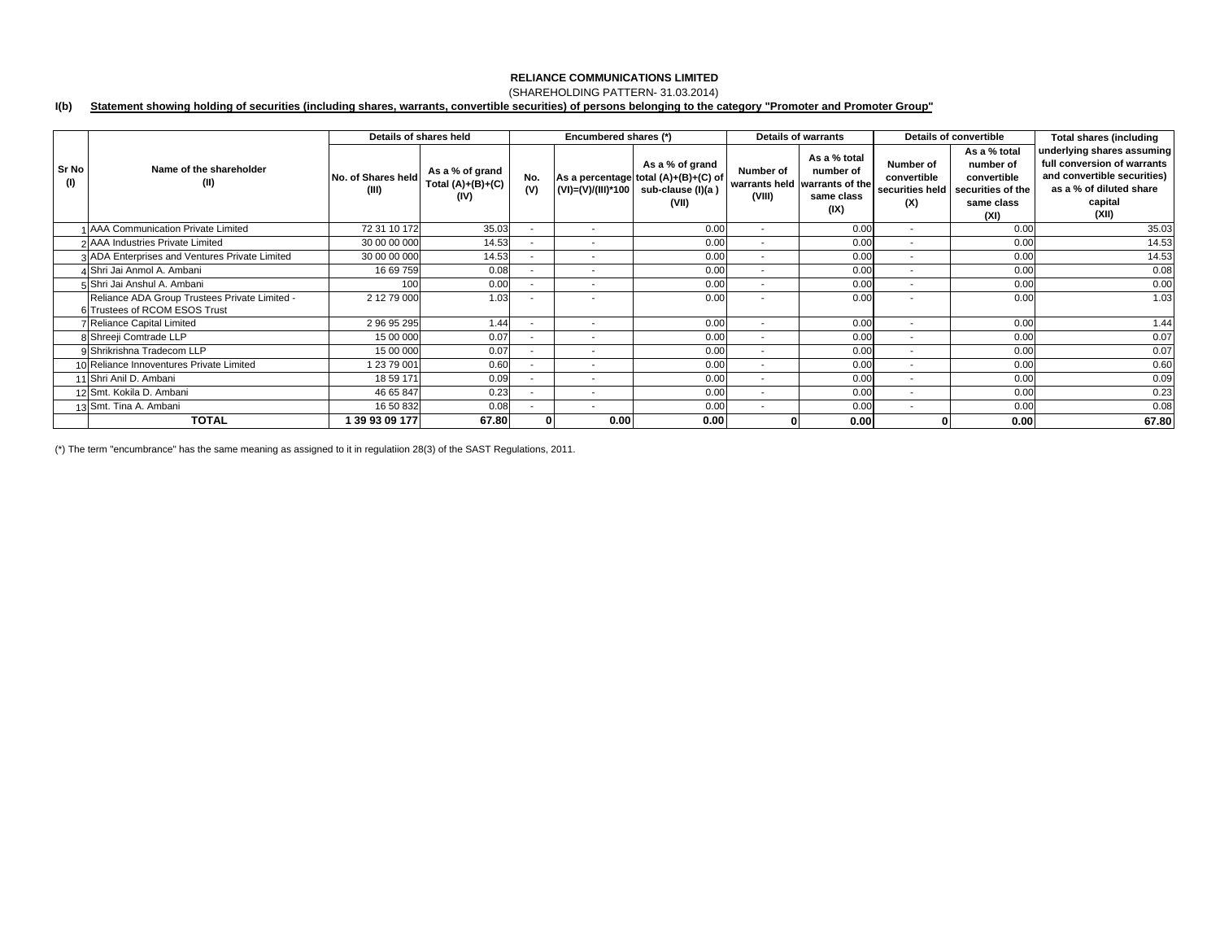**RELIANCE COMMUNICATIONS LIMITED**

(SHAREHOLDING PATTERN- 31.03.2014)

**I(b) Statement showing holding of securities (including shares, warrants, convertible securities) of persons belonging to the category "Promoter and Promoter Group"**

| Sr No (I) | Name of the shareholder (II) | Details of shares held | | Encumbered shares (*) | | | Details of warrants | | Details of convertible | | Total shares (including underlying shares assuming full conversion of warrants and convertible securities) as a % of diluted share capital (XII) |
|---|---|---|---|---|---|---|---|---|---|---|---|
| | | No. of Shares held (III) | As a % of grand Total (A)+(B)+(C) (IV) | No. (V) | As a percentage (VI)=(V)/(III)*100 | As a % of grand total (A)+(B)+(C) of sub-clause (I)(a ) (VII) | Number of warrants held (VIII) | As a % total number of warrants of the same class (IX) | Number of convertible securities held (X) | As a % total number of convertible securities of the same class (XI) | |
| 1 | AAA Communication Private Limited | 72 31 10 172 | 35.03 | - | - | 0.00 | - | 0.00 | - | 0.00 | 35.03 |
| 2 | AAA Industries Private Limited | 30 00 00 000 | 14.53 | - | - | 0.00 | - | 0.00 | - | 0.00 | 14.53 |
| 3 | ADA Enterprises and Ventures Private Limited | 30 00 00 000 | 14.53 | - | - | 0.00 | - | 0.00 | - | 0.00 | 14.53 |
| 4 | Shri Jai Anmol A. Ambani | 16 69 759 | 0.08 | - | - | 0.00 | - | 0.00 | - | 0.00 | 0.08 |
| 5 | Shri Jai Anshul A. Ambani | 100 | 0.00 | - | - | 0.00 | - | 0.00 | - | 0.00 | 0.00 |
| 6 | Reliance ADA Group Trustees Private Limited - Trustees of RCOM ESOS Trust | 2 12 79 000 | 1.03 | - | - | 0.00 | - | 0.00 | - | 0.00 | 1.03 |
| 7 | Reliance Capital Limited | 2 96 95 295 | 1.44 | - | - | 0.00 | - | 0.00 | - | 0.00 | 1.44 |
| 8 | Shreeji Comtrade LLP | 15 00 000 | 0.07 | - | - | 0.00 | - | 0.00 | - | 0.00 | 0.07 |
| 9 | Shrikrishna Tradecom LLP | 15 00 000 | 0.07 | - | - | 0.00 | - | 0.00 | - | 0.00 | 0.07 |
| 10 | Reliance Innoventures Private Limited | 1 23 79 001 | 0.60 | - | - | 0.00 | - | 0.00 | - | 0.00 | 0.60 |
| 11 | Shri Anil D. Ambani | 18 59 171 | 0.09 | - | - | 0.00 | - | 0.00 | - | 0.00 | 0.09 |
| 12 | Smt. Kokila D. Ambani | 46 65 847 | 0.23 | - | - | 0.00 | - | 0.00 | - | 0.00 | 0.23 |
| 13 | Smt. Tina A. Ambani | 16 50 832 | 0.08 | - | - | 0.00 | - | 0.00 | - | 0.00 | 0.08 |
| | **TOTAL** | **1 39 93 09 177** | **67.80** | **0** | **0.00** | **0.00** | **0** | **0.00** | **0** | **0.00** | **67.80** |

(*) The term "encumbrance" has the same meaning as assigned to it in regulatiion 28(3) of the SAST Regulations, 2011.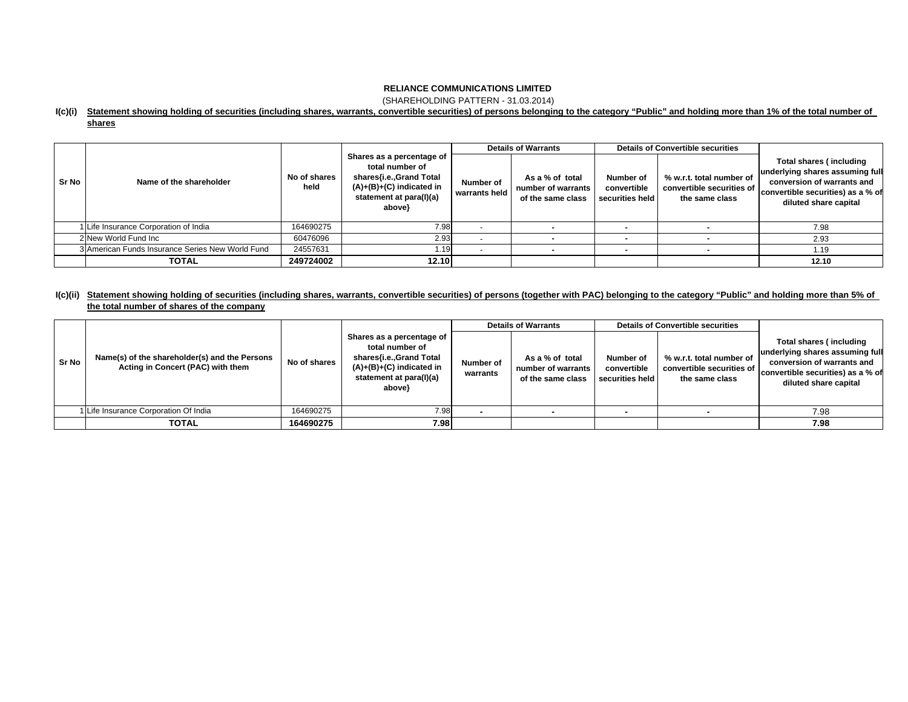**RELIANCE COMMUNICATIONS LIMITED**

(SHAREHOLDING PATTERN - 31.03.2014)

**I(c)(i) Statement showing holding of securities (including shares, warrants, convertible securities) of persons belonging to the category "Public" and holding more than 1% of the total number of shares**

| Sr No | Name of the shareholder | No of shares held | Shares as a percentage of total number of shares{i.e.,Grand Total (A)+(B)+(C) indicated in statement at para(I)(a) above} | Details of Warrants | | Details of Convertible securities | | Total shares ( including underlying shares assuming full conversion of warrants and convertible securities) as a % of diluted share capital |
|---|---|---|---|---|---|---|---|---|
| | | | | Number of warrants held | As a % of total number of warrants of the same class | Number of convertible securities held | % w.r.t. total number of convertible securities of the same class | |
| 1 | Life Insurance Corporation of India | 164690275 | 7.98 | - | - | - | - | 7.98 |
| 2 | New World Fund Inc | 60476096 | 2.93 | - | - | - | - | 2.93 |
| 3 | American Funds Insurance Series New World Fund | 24557631 | 1.19 | - | - | - | - | 1.19 |
| | **TOTAL** | **249724002** | **12.10** | | | | | **12.10** |

**I(c)(ii) Statement showing holding of securities (including shares, warrants, convertible securities) of persons (together with PAC) belonging to the category "Public" and holding more than 5% of the total number of shares of the company**

| Sr No | Name(s) of the shareholder(s) and the Persons Acting in Concert (PAC) with them | No of shares | Shares as a percentage of total number of shares{i.e.,Grand Total (A)+(B)+(C) indicated in statement at para(I)(a) above} | Details of Warrants | | Details of Convertible securities | | Total shares ( including underlying shares assuming full conversion of warrants and convertible securities) as a % of diluted share capital |
|---|---|---|---|---|---|---|---|---|
| | | | | Number of warrants | As a % of total number of warrants of the same class | Number of convertible securities held | % w.r.t. total number of convertible securities of the same class | |
| 1 | Life Insurance Corporation Of India | 164690275 | 7.98 | - | - | - | - | 7.98 |
| | **TOTAL** | **164690275** | **7.98** | | | | | **7.98** |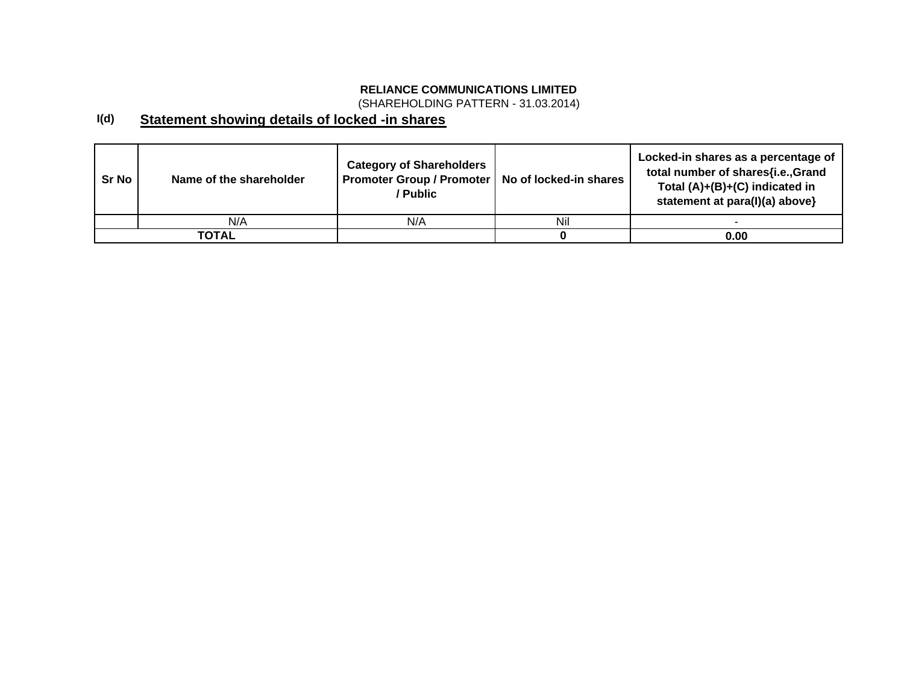**RELIANCE COMMUNICATIONS LIMITED**
(SHAREHOLDING PATTERN - 31.03.2014)

**I(d)** **Statement showing details of locked -in shares**

| Sr No | Name of the shareholder | Category of Shareholders Promoter Group / Promoter / Public | No of locked-in shares | Locked-in shares as a percentage of total number of shares{i.e.,Grand Total (A)+(B)+(C) indicated in statement at para(I)(a) above} |
|---|---|---|---|---|
| | N/A | N/A | Nil | - |
| **TOTAL** | | | **0** | **0.00** |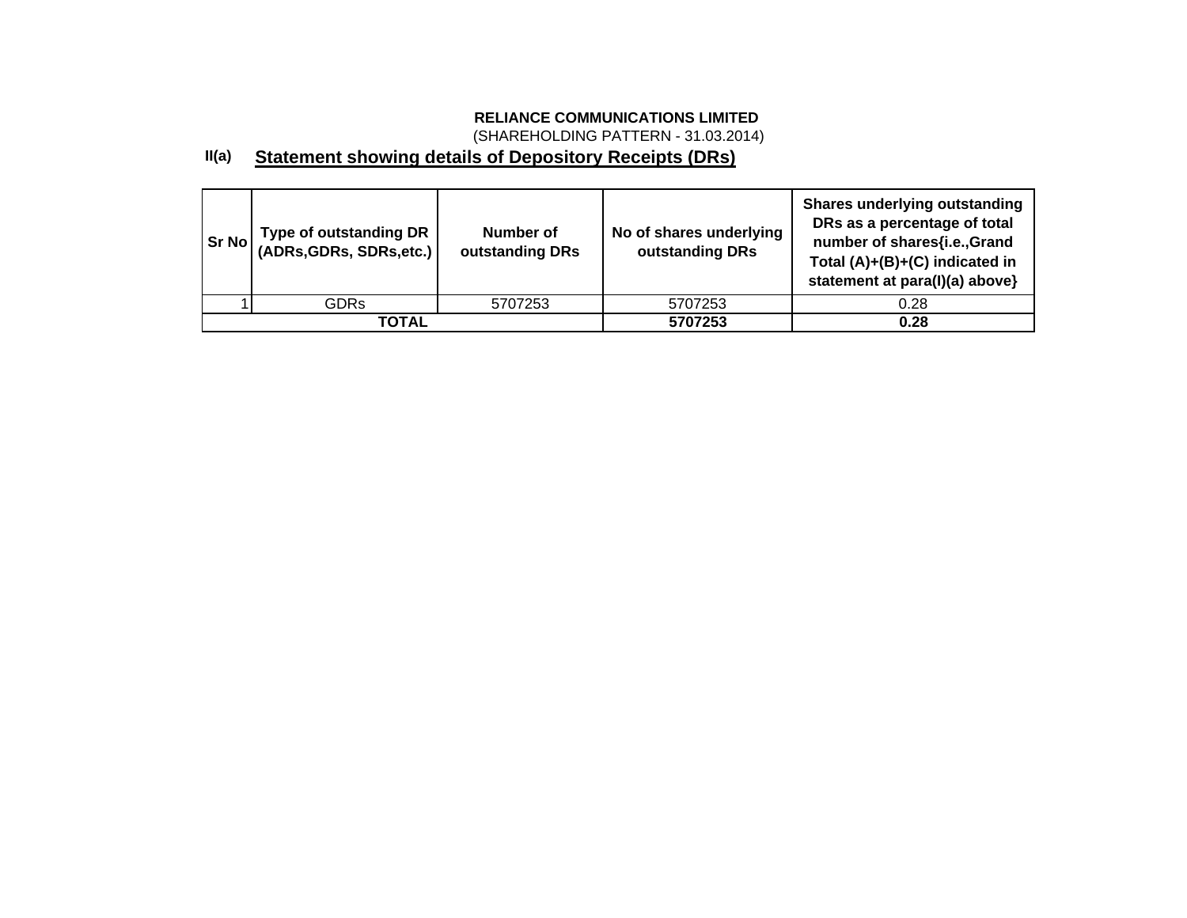**RELIANCE COMMUNICATIONS LIMITED**

(SHAREHOLDING PATTERN - 31.03.2014)

## II(a) Statement showing details of Depository Receipts (DRs)

| Sr No | Type of outstanding DR (ADRs,GDRs, SDRs,etc.) | Number of outstanding DRs | No of shares underlying outstanding DRs | Shares underlying outstanding DRs as a percentage of total number of shares{i.e.,Grand Total (A)+(B)+(C) indicated in statement at para(I)(a) above} |
|---|---|---|---|---|
| 1 | GDRs | 5707253 | 5707253 | 0.28 |
| **TOTAL** | | | **5707253** | **0.28** |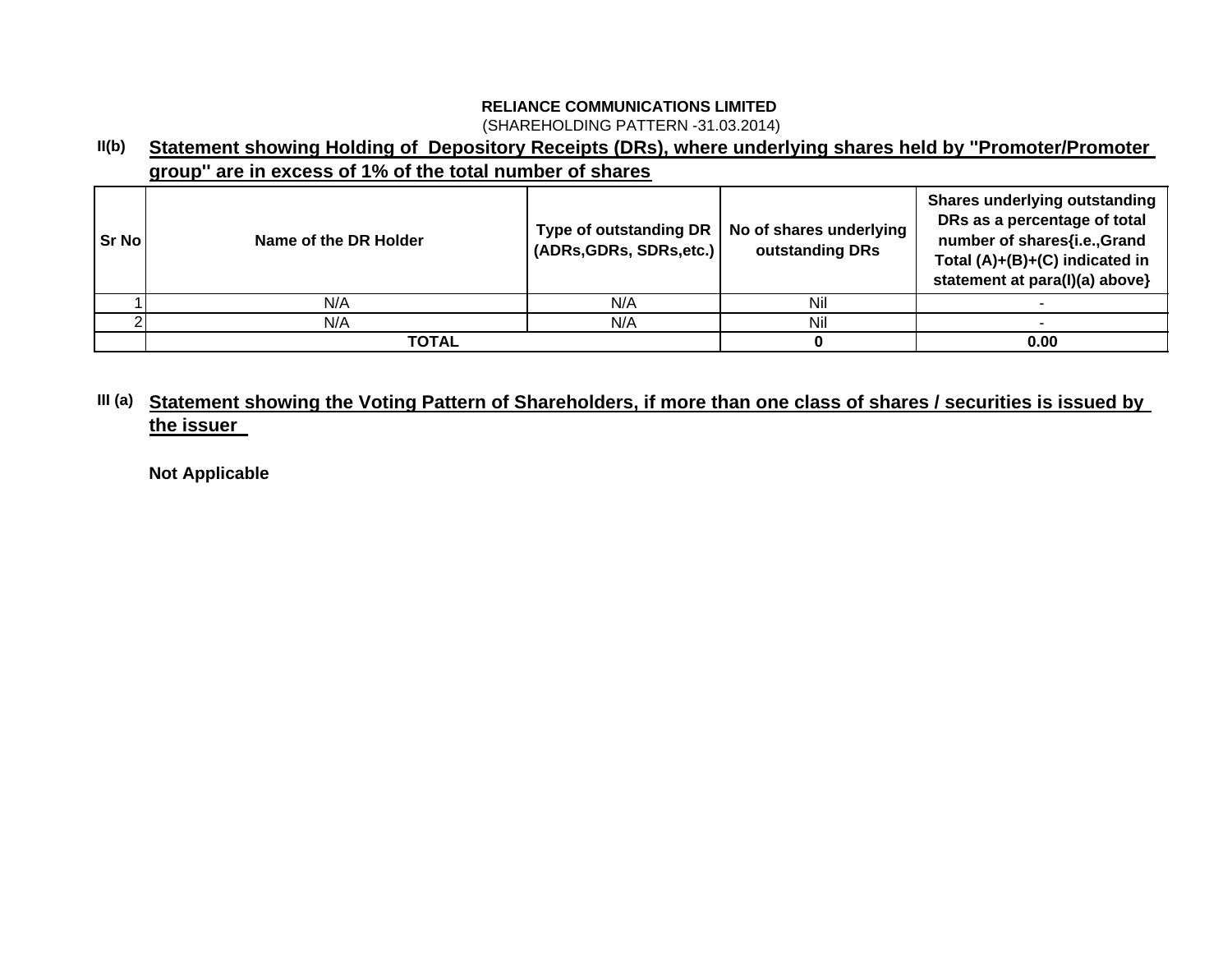**RELIANCE COMMUNICATIONS LIMITED**
(SHAREHOLDING PATTERN -31.03.2014)

## II(b) Statement showing Holding of Depository Receipts (DRs), where underlying shares held by "Promoter/Promoter group" are in excess of 1% of the total number of shares

| Sr No | Name of the DR Holder | Type of outstanding DR (ADRs,GDRs, SDRs,etc.) | No of shares underlying outstanding DRs | Shares underlying outstanding DRs as a percentage of total number of shares{i.e.,Grand Total (A)+(B)+(C) indicated in statement at para(I)(a) above} |
|---|---|---|---|---|
| 1 | N/A | N/A | Nil | - |
| 2 | N/A | N/A | Nil | - |
| | **TOTAL** | | **0** | **0.00** |

## III (a) Statement showing the Voting Pattern of Shareholders, if more than one class of shares / securities is issued by the issuer

**Not Applicable**